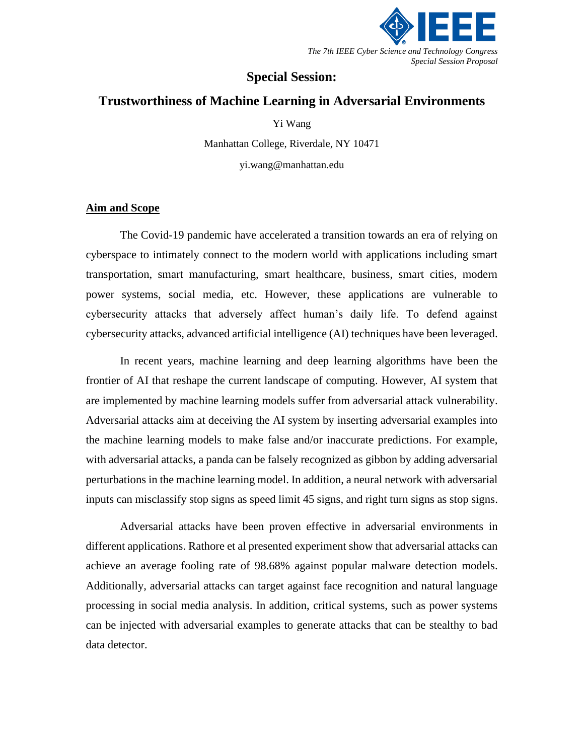*The 7th IEEE Cyber Science and Technology Congress*
*Special Session Proposal*

# Special Session:

## Trustworthiness of Machine Learning in Adversarial Environments

Yi Wang

Manhattan College, Riverdale, NY 10471

yi.wang@manhattan.edu

**Aim and Scope**

The Covid-19 pandemic have accelerated a transition towards an era of relying on cyberspace to intimately connect to the modern world with applications including smart transportation, smart manufacturing, smart healthcare, business, smart cities, modern power systems, social media, etc. However, these applications are vulnerable to cybersecurity attacks that adversely affect human's daily life. To defend against cybersecurity attacks, advanced artificial intelligence (AI) techniques have been leveraged.

In recent years, machine learning and deep learning algorithms have been the frontier of AI that reshape the current landscape of computing. However, AI system that are implemented by machine learning models suffer from adversarial attack vulnerability. Adversarial attacks aim at deceiving the AI system by inserting adversarial examples into the machine learning models to make false and/or inaccurate predictions. For example, with adversarial attacks, a panda can be falsely recognized as gibbon by adding adversarial perturbations in the machine learning model. In addition, a neural network with adversarial inputs can misclassify stop signs as speed limit 45 signs, and right turn signs as stop signs.

Adversarial attacks have been proven effective in adversarial environments in different applications. Rathore et al presented experiment show that adversarial attacks can achieve an average fooling rate of 98.68% against popular malware detection models. Additionally, adversarial attacks can target against face recognition and natural language processing in social media analysis. In addition, critical systems, such as power systems can be injected with adversarial examples to generate attacks that can be stealthy to bad data detector.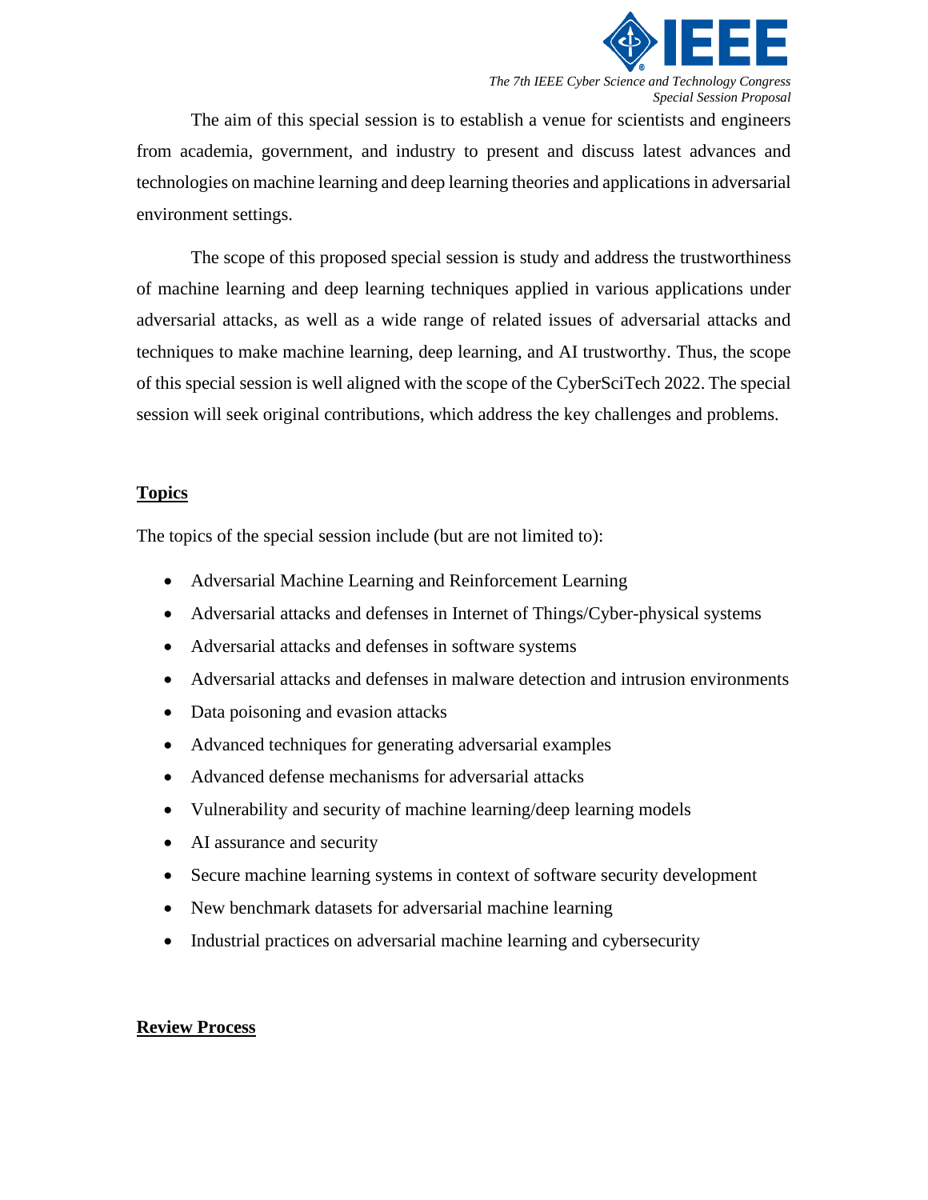The aim of this special session is to establish a venue for scientists and engineers from academia, government, and industry to present and discuss latest advances and technologies on machine learning and deep learning theories and applications in adversarial environment settings.

The scope of this proposed special session is study and address the trustworthiness of machine learning and deep learning techniques applied in various applications under adversarial attacks, as well as a wide range of related issues of adversarial attacks and techniques to make machine learning, deep learning, and AI trustworthy. Thus, the scope of this special session is well aligned with the scope of the CyberSciTech 2022. The special session will seek original contributions, which address the key challenges and problems.

## Topics

The topics of the special session include (but are not limited to):

- Adversarial Machine Learning and Reinforcement Learning
- Adversarial attacks and defenses in Internet of Things/Cyber-physical systems
- Adversarial attacks and defenses in software systems
- Adversarial attacks and defenses in malware detection and intrusion environments
- Data poisoning and evasion attacks
- Advanced techniques for generating adversarial examples
- Advanced defense mechanisms for adversarial attacks
- Vulnerability and security of machine learning/deep learning models
- AI assurance and security
- Secure machine learning systems in context of software security development
- New benchmark datasets for adversarial machine learning
- Industrial practices on adversarial machine learning and cybersecurity

## Review Process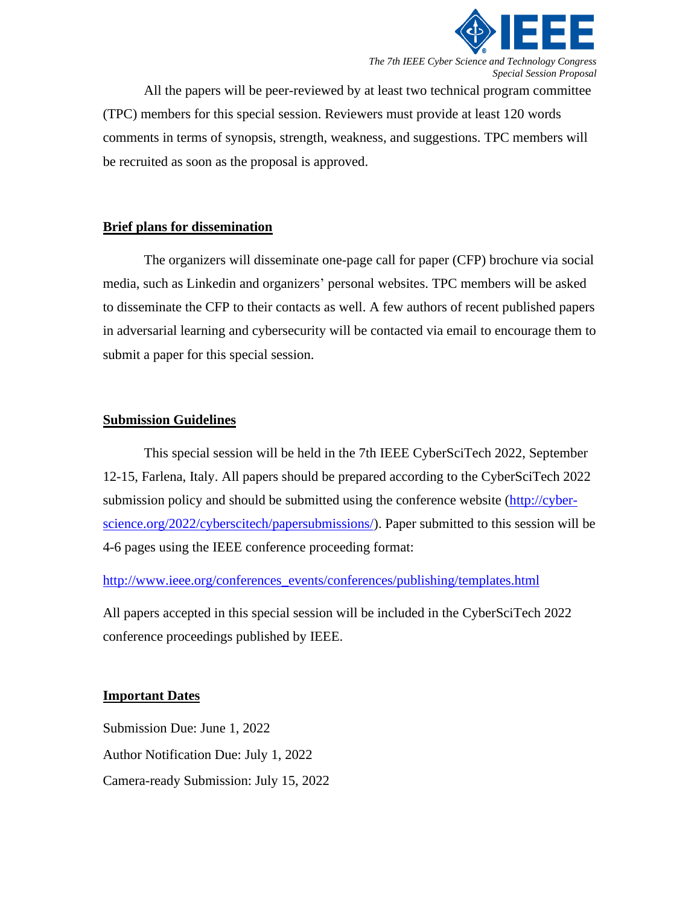All the papers will be peer-reviewed by at least two technical program committee (TPC) members for this special session. Reviewers must provide at least 120 words comments in terms of synopsis, strength, weakness, and suggestions. TPC members will be recruited as soon as the proposal is approved.

## Brief plans for dissemination

The organizers will disseminate one-page call for paper (CFP) brochure via social media, such as Linkedin and organizers' personal websites. TPC members will be asked to disseminate the CFP to their contacts as well. A few authors of recent published papers in adversarial learning and cybersecurity will be contacted via email to encourage them to submit a paper for this special session.

## Submission Guidelines

This special session will be held in the 7th IEEE CyberSciTech 2022, September 12-15, Farlena, Italy. All papers should be prepared according to the CyberSciTech 2022 submission policy and should be submitted using the conference website (http://cyber-science.org/2022/cyberscitech/papersubmissions/). Paper submitted to this session will be 4-6 pages using the IEEE conference proceeding format:

http://www.ieee.org/conferences_events/conferences/publishing/templates.html

All papers accepted in this special session will be included in the CyberSciTech 2022 conference proceedings published by IEEE.

## Important Dates

Submission Due: June 1, 2022

Author Notification Due: July 1, 2022

Camera-ready Submission: July 15, 2022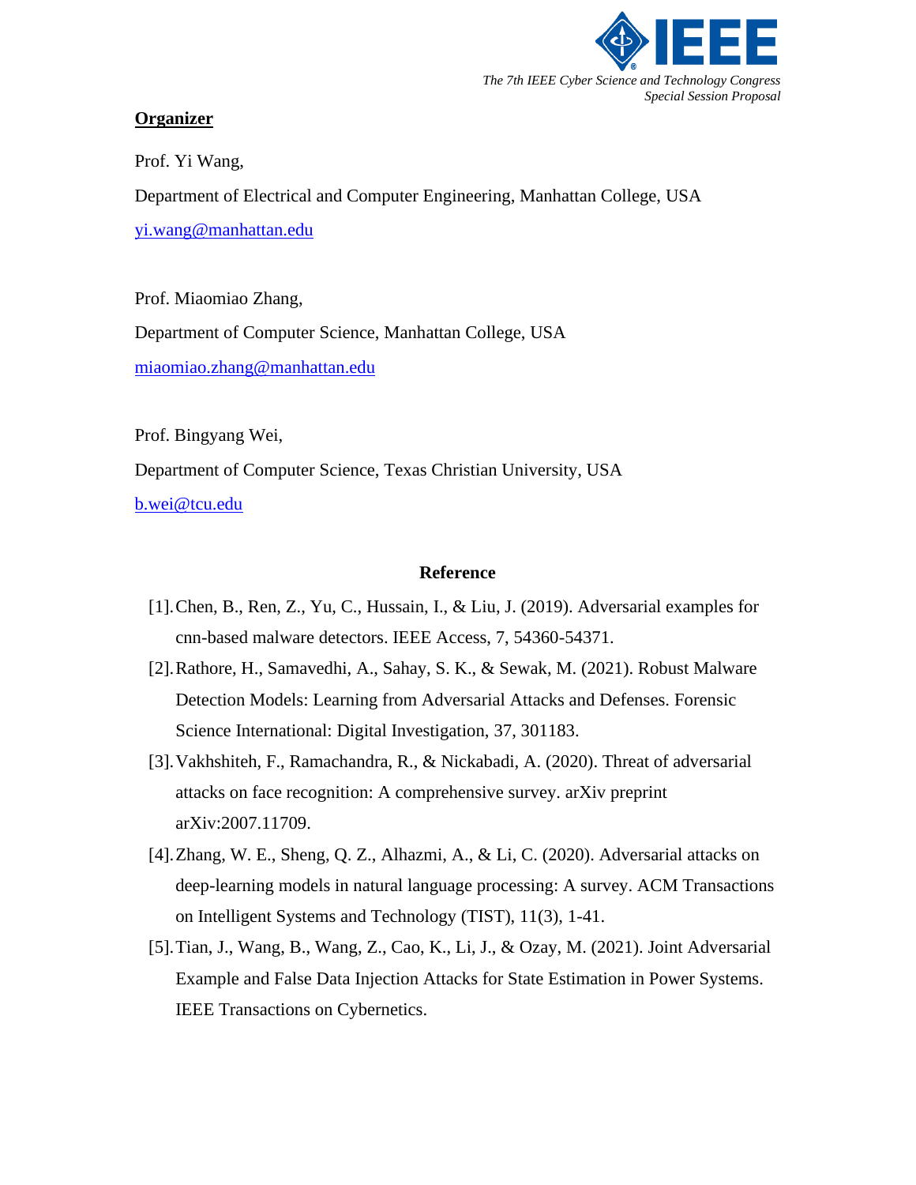## Organizer

Prof. Yi Wang,

Department of Electrical and Computer Engineering, Manhattan College, USA

yi.wang@manhattan.edu

Prof. Miaomiao Zhang,

Department of Computer Science, Manhattan College, USA

miaomiao.zhang@manhattan.edu

Prof. Bingyang Wei,

Department of Computer Science, Texas Christian University, USA

b.wei@tcu.edu

## Reference

[1]. Chen, B., Ren, Z., Yu, C., Hussain, I., & Liu, J. (2019). Adversarial examples for cnn-based malware detectors. IEEE Access, 7, 54360-54371.

[2]. Rathore, H., Samavedhi, A., Sahay, S. K., & Sewak, M. (2021). Robust Malware Detection Models: Learning from Adversarial Attacks and Defenses. Forensic Science International: Digital Investigation, 37, 301183.

[3]. Vakhshiteh, F., Ramachandra, R., & Nickabadi, A. (2020). Threat of adversarial attacks on face recognition: A comprehensive survey. arXiv preprint arXiv:2007.11709.

[4]. Zhang, W. E., Sheng, Q. Z., Alhazmi, A., & Li, C. (2020). Adversarial attacks on deep-learning models in natural language processing: A survey. ACM Transactions on Intelligent Systems and Technology (TIST), 11(3), 1-41.

[5]. Tian, J., Wang, B., Wang, Z., Cao, K., Li, J., & Ozay, M. (2021). Joint Adversarial Example and False Data Injection Attacks for State Estimation in Power Systems. IEEE Transactions on Cybernetics.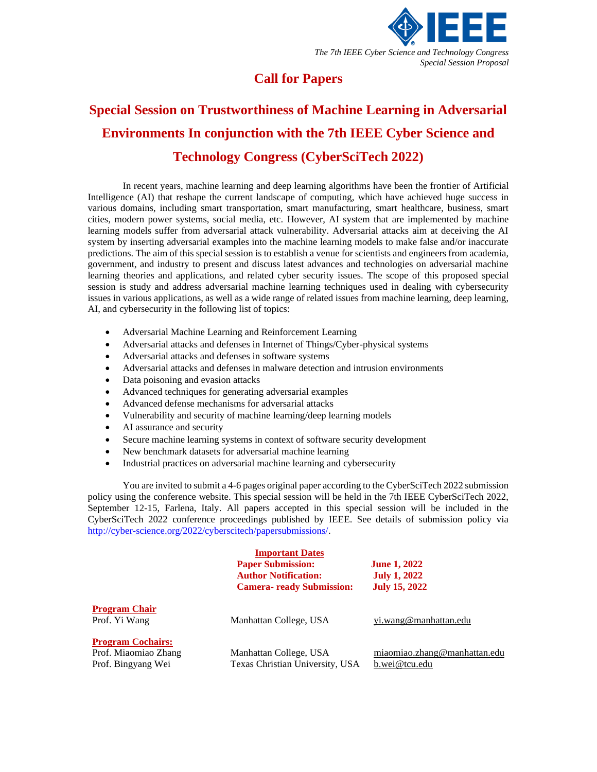*The 7th IEEE Cyber Science and Technology Congress*
*Special Session Proposal*

# Call for Papers

## Special Session on Trustworthiness of Machine Learning in Adversarial Environments In conjunction with the 7th IEEE Cyber Science and Technology Congress (CyberSciTech 2022)

In recent years, machine learning and deep learning algorithms have been the frontier of Artificial Intelligence (AI) that reshape the current landscape of computing, which have achieved huge success in various domains, including smart transportation, smart manufacturing, smart healthcare, business, smart cities, modern power systems, social media, etc. However, AI system that are implemented by machine learning models suffer from adversarial attack vulnerability. Adversarial attacks aim at deceiving the AI system by inserting adversarial examples into the machine learning models to make false and/or inaccurate predictions. The aim of this special session is to establish a venue for scientists and engineers from academia, government, and industry to present and discuss latest advances and technologies on adversarial machine learning theories and applications, and related cyber security issues. The scope of this proposed special session is study and address adversarial machine learning techniques used in dealing with cybersecurity issues in various applications, as well as a wide range of related issues from machine learning, deep learning, AI, and cybersecurity in the following list of topics:

- Adversarial Machine Learning and Reinforcement Learning
- Adversarial attacks and defenses in Internet of Things/Cyber-physical systems
- Adversarial attacks and defenses in software systems
- Adversarial attacks and defenses in malware detection and intrusion environments
- Data poisoning and evasion attacks
- Advanced techniques for generating adversarial examples
- Advanced defense mechanisms for adversarial attacks
- Vulnerability and security of machine learning/deep learning models
- AI assurance and security
- Secure machine learning systems in context of software security development
- New benchmark datasets for adversarial machine learning
- Industrial practices on adversarial machine learning and cybersecurity

You are invited to submit a 4-6 pages original paper according to the CyberSciTech 2022 submission policy using the conference website. This special session will be held in the 7th IEEE CyberSciTech 2022, September 12-15, Farlena, Italy. All papers accepted in this special session will be included in the CyberSciTech 2022 conference proceedings published by IEEE. See details of submission policy via http://cyber-science.org/2022/cyberscitech/papersubmissions/.

**Important Dates**

| | |
|---|---|
| **Paper Submission:** | **June 1, 2022** |
| **Author Notification:** | **July 1, 2022** |
| **Camera- ready Submission:** | **July 15, 2022** |

**Program Chair**

| | | |
|---|---|---|
| Prof. Yi Wang | Manhattan College, USA | yi.wang@manhattan.edu |

**Program Cochairs:**

| | | |
|---|---|---|
| Prof. Miaomiao Zhang | Manhattan College, USA | miaomiao.zhang@manhattan.edu |
| Prof. Bingyang Wei | Texas Christian University, USA | b.wei@tcu.edu |